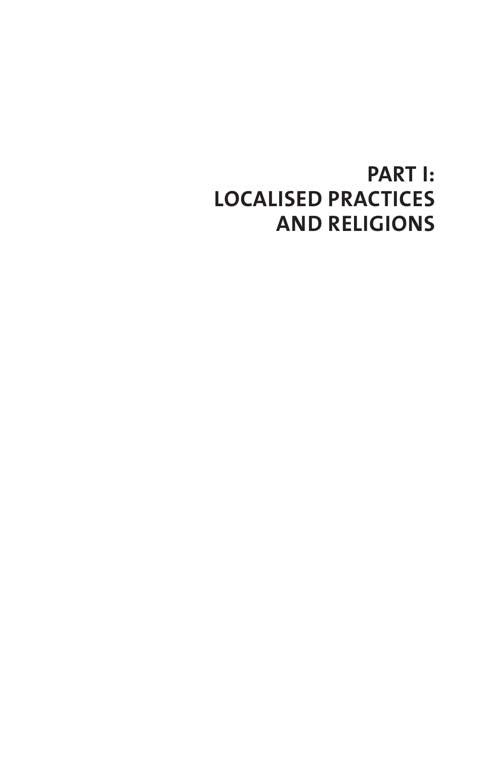# PART I:
# LOCALISED PRACTICES AND RELIGIONS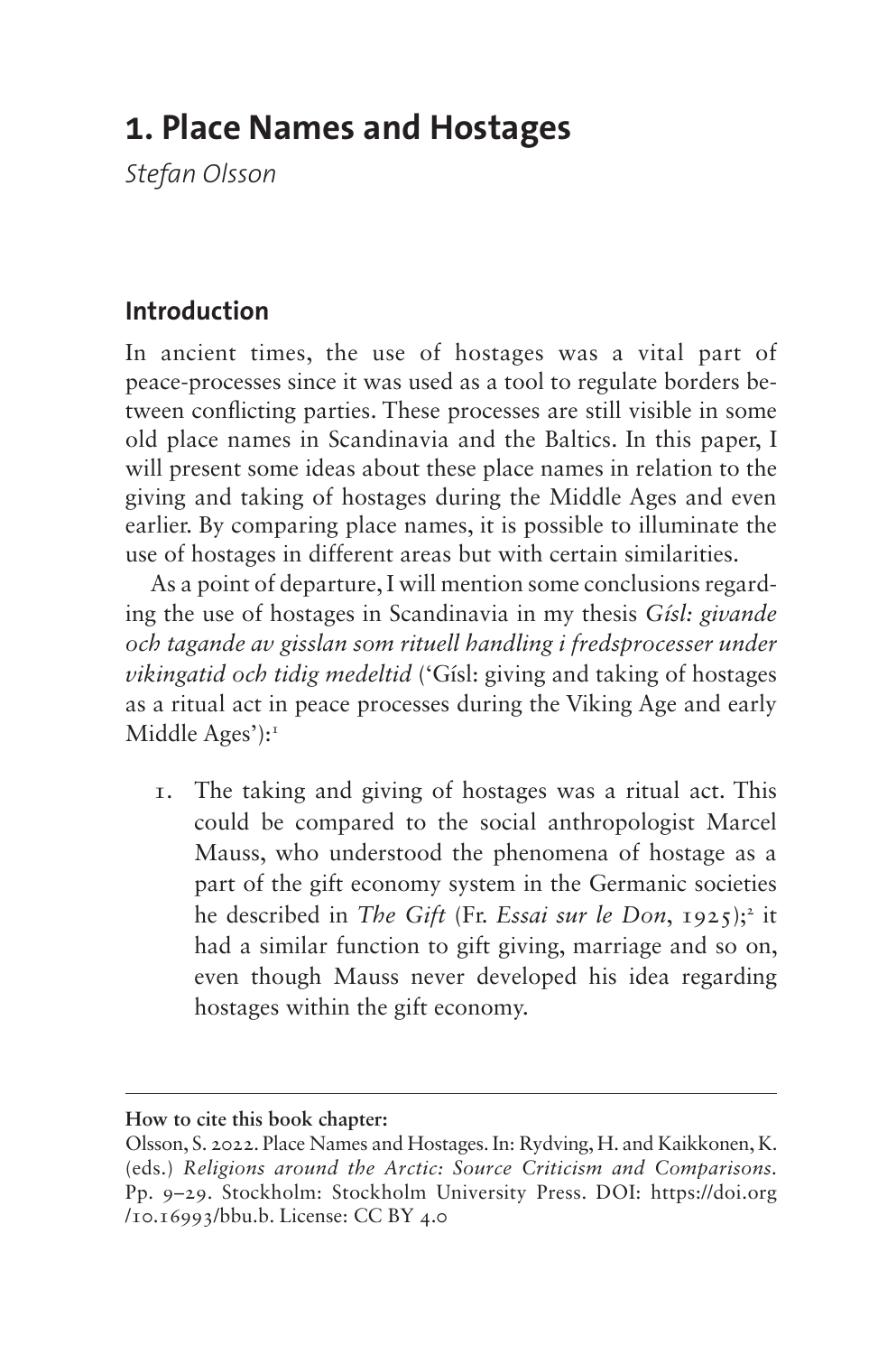# 1. Place Names and Hostages

*Stefan Olsson*

## Introduction

In ancient times, the use of hostages was a vital part of peace-processes since it was used as a tool to regulate borders between conflicting parties. These processes are still visible in some old place names in Scandinavia and the Baltics. In this paper, I will present some ideas about these place names in relation to the giving and taking of hostages during the Middle Ages and even earlier. By comparing place names, it is possible to illuminate the use of hostages in different areas but with certain similarities.

As a point of departure, I will mention some conclusions regarding the use of hostages in Scandinavia in my thesis *Gísl: givande och tagande av gisslan som rituell handling i fredsprocesser under vikingatid och tidig medeltid* ('Gísl: giving and taking of hostages as a ritual act in peace processes during the Viking Age and early Middle Ages'):[1]

1. The taking and giving of hostages was a ritual act. This could be compared to the social anthropologist Marcel Mauss, who understood the phenomena of hostage as a part of the gift economy system in the Germanic societies he described in *The Gift* (Fr. *Essai sur le Don*, 1925);[2] it had a similar function to gift giving, marriage and so on, even though Mauss never developed his idea regarding hostages within the gift economy.

---

**How to cite this book chapter:**

Olsson, S. 2022. Place Names and Hostages. In: Rydving, H. and Kaikkonen, K. (eds.) *Religions around the Arctic: Source Criticism and Comparisons*. Pp. 9–29. Stockholm: Stockholm University Press. DOI: https://doi.org/10.16993/bbu.b. License: CC BY 4.0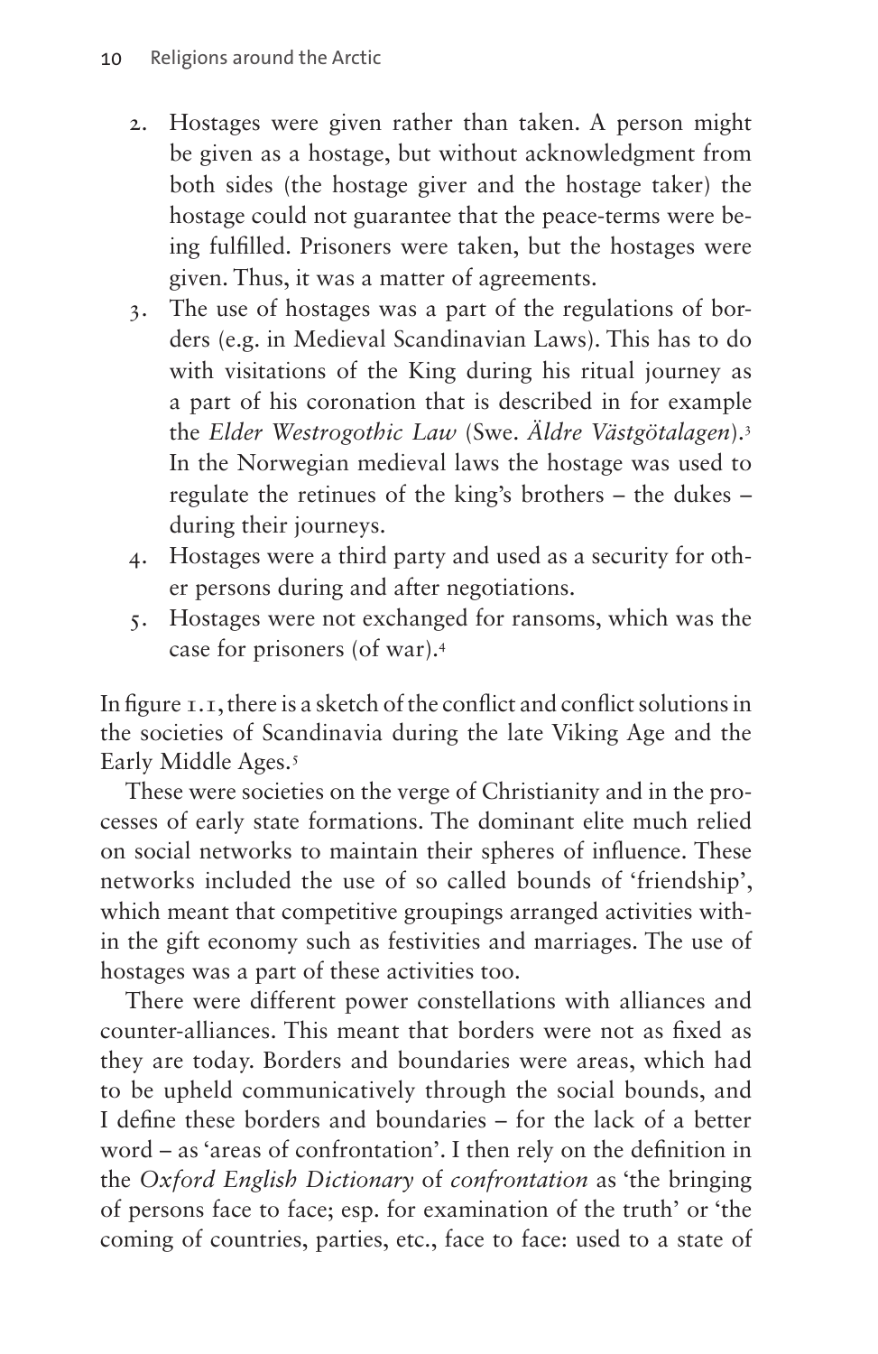2. Hostages were given rather than taken. A person might be given as a hostage, but without acknowledgment from both sides (the hostage giver and the hostage taker) the hostage could not guarantee that the peace-terms were being fulfilled. Prisoners were taken, but the hostages were given. Thus, it was a matter of agreements.
3. The use of hostages was a part of the regulations of borders (e.g. in Medieval Scandinavian Laws). This has to do with visitations of the King during his ritual journey as a part of his coronation that is described in for example the *Elder Westrogothic Law* (Swe. *Äldre Västgötalagen*).[3] In the Norwegian medieval laws the hostage was used to regulate the retinues of the king's brothers – the dukes – during their journeys.
4. Hostages were a third party and used as a security for other persons during and after negotiations.
5. Hostages were not exchanged for ransoms, which was the case for prisoners (of war).[4]

In figure 1.1, there is a sketch of the conflict and conflict solutions in the societies of Scandinavia during the late Viking Age and the Early Middle Ages.[5]

These were societies on the verge of Christianity and in the processes of early state formations. The dominant elite much relied on social networks to maintain their spheres of influence. These networks included the use of so called bounds of 'friendship', which meant that competitive groupings arranged activities within the gift economy such as festivities and marriages. The use of hostages was a part of these activities too.

There were different power constellations with alliances and counter-alliances. This meant that borders were not as fixed as they are today. Borders and boundaries were areas, which had to be upheld communicatively through the social bounds, and I define these borders and boundaries – for the lack of a better word – as 'areas of confrontation'. I then rely on the definition in the *Oxford English Dictionary* of *confrontation* as 'the bringing of persons face to face; esp. for examination of the truth' or 'the coming of countries, parties, etc., face to face: used to a state of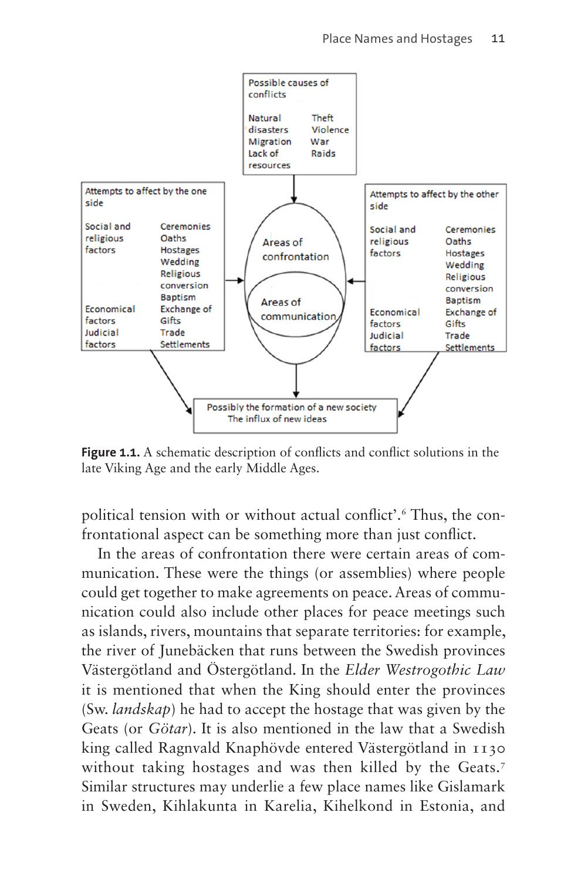Possible causes of conflicts

Natural disasters, Migration, Lack of resources — Theft, Violence, War, Raids

Attempts to affect by the one side

Social and religious factors — Ceremonies, Oaths, Hostages, Wedding, Religious conversion, Baptism

Economical factors, Judicial factors — Exchange of Gifts, Trade, Settlements

Areas of confrontation

Areas of communication

Attempts to affect by the other side

Social and religious factors — Ceremonies, Oaths, Hostages, Wedding, Religious conversion, Baptism

Economical factors, Judicial factors — Exchange of Gifts, Trade, Settlements

Possibly the formation of a new society
The influx of new ideas

**Figure 1.1.** A schematic description of conflicts and conflict solutions in the late Viking Age and the early Middle Ages.

political tension with or without actual conflict’.[6] Thus, the confrontational aspect can be something more than just conflict.

In the areas of confrontation there were certain areas of communication. These were the things (or assemblies) where people could get together to make agreements on peace. Areas of communication could also include other places for peace meetings such as islands, rivers, mountains that separate territories: for example, the river of Junebäcken that runs between the Swedish provinces Västergötland and Östergötland. In the *Elder Westrogothic Law* it is mentioned that when the King should enter the provinces (Sw. *landskap*) he had to accept the hostage that was given by the Geats (or *Götar*). It is also mentioned in the law that a Swedish king called Ragnvald Knaphövde entered Västergötland in 1130 without taking hostages and was then killed by the Geats.[7] Similar structures may underlie a few place names like Gislamark in Sweden, Kihlakunta in Karelia, Kihelkond in Estonia, and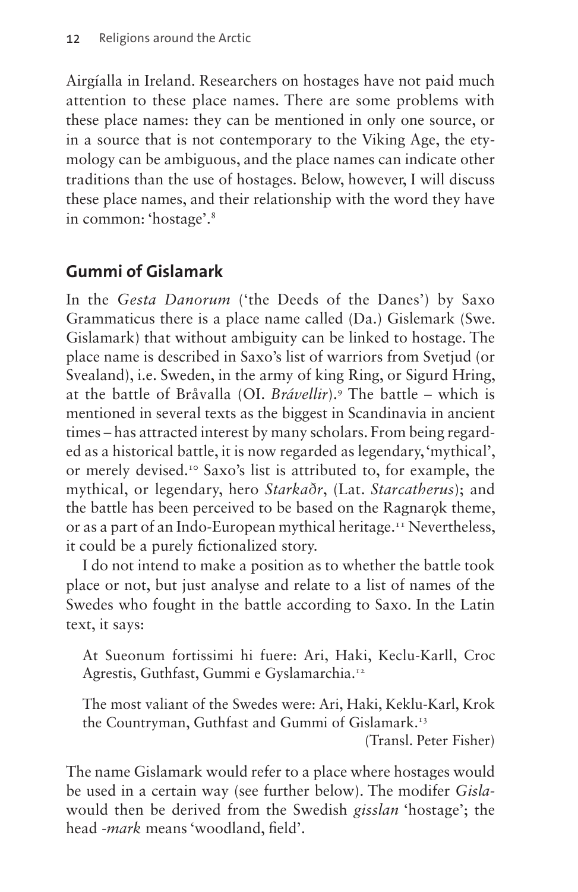Airgíalla in Ireland. Researchers on hostages have not paid much attention to these place names. There are some problems with these place names: they can be mentioned in only one source, or in a source that is not contemporary to the Viking Age, the etymology can be ambiguous, and the place names can indicate other traditions than the use of hostages. Below, however, I will discuss these place names, and their relationship with the word they have in common: 'hostage'.[8]

## Gummi of Gislamark

In the *Gesta Danorum* ('the Deeds of the Danes') by Saxo Grammaticus there is a place name called (Da.) Gislemark (Swe. Gislamark) that without ambiguity can be linked to hostage. The place name is described in Saxo's list of warriors from Svetjud (or Svealand), i.e. Sweden, in the army of king Ring, or Sigurd Hring, at the battle of Bråvalla (OI. *Brávellir*).[9] The battle – which is mentioned in several texts as the biggest in Scandinavia in ancient times – has attracted interest by many scholars. From being regarded as a historical battle, it is now regarded as legendary, 'mythical', or merely devised.[10] Saxo's list is attributed to, for example, the mythical, or legendary, hero *Starkaðr*, (Lat. *Starcatherus*); and the battle has been perceived to be based on the Ragnarǫk theme, or as a part of an Indo-European mythical heritage.[11] Nevertheless, it could be a purely fictionalized story.

I do not intend to make a position as to whether the battle took place or not, but just analyse and relate to a list of names of the Swedes who fought in the battle according to Saxo. In the Latin text, it says:

> At Sueonum fortissimi hi fuere: Ari, Haki, Keclu-Karll, Croc Agrestis, Guthfast, Gummi e Gyslamarchia.[12]
>
> The most valiant of the Swedes were: Ari, Haki, Keklu-Karl, Krok the Countryman, Guthfast and Gummi of Gislamark.[13]
>
> (Transl. Peter Fisher)

The name Gislamark would refer to a place where hostages would be used in a certain way (see further below). The modifer *Gisla-* would then be derived from the Swedish *gisslan* 'hostage'; the head *-mark* means 'woodland, field'.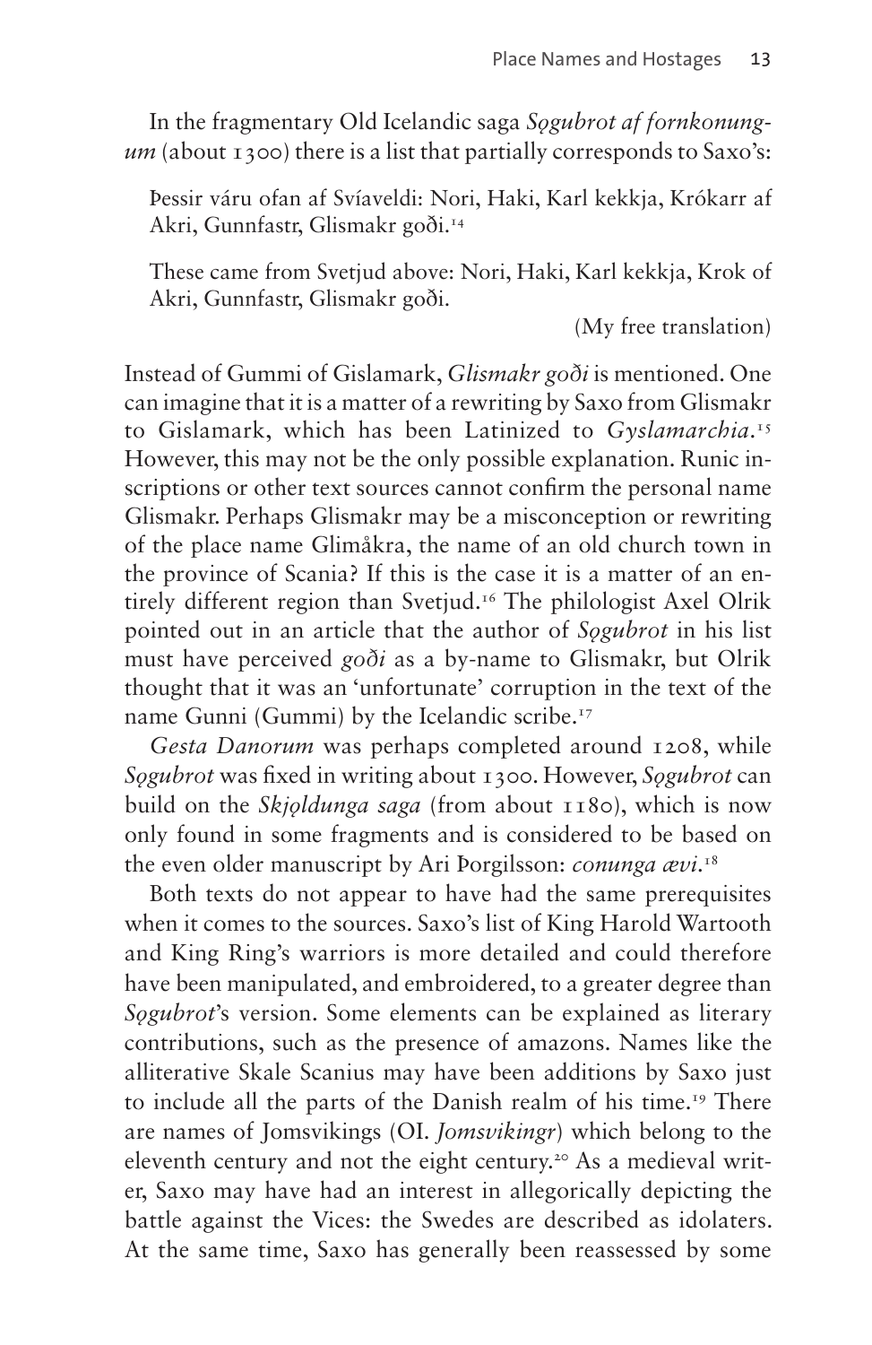In the fragmentary Old Icelandic saga *Sǫgubrot af fornkonungum* (about 1300) there is a list that partially corresponds to Saxo's:

> Þessir váru ofan af Svíaveldi: Nori, Haki, Karl kekkja, Krókarr af Akri, Gunnfastr, Glismakr goði.[14]
>
> These came from Svetjud above: Nori, Haki, Karl kekkja, Krok of Akri, Gunnfastr, Glismakr goði.
>
> (My free translation)

Instead of Gummi of Gislamark, *Glismakr goði* is mentioned. One can imagine that it is a matter of a rewriting by Saxo from Glismakr to Gislamark, which has been Latinized to *Gyslamarchia*.[15] However, this may not be the only possible explanation. Runic inscriptions or other text sources cannot confirm the personal name Glismakr. Perhaps Glismakr may be a misconception or rewriting of the place name Glimåkra, the name of an old church town in the province of Scania? If this is the case it is a matter of an entirely different region than Svetjud.[16] The philologist Axel Olrik pointed out in an article that the author of *Sǫgubrot* in his list must have perceived *goði* as a by-name to Glismakr, but Olrik thought that it was an 'unfortunate' corruption in the text of the name Gunni (Gummi) by the Icelandic scribe.[17]

*Gesta Danorum* was perhaps completed around 1208, while *Sǫgubrot* was fixed in writing about 1300. However, *Sǫgubrot* can build on the *Skjǫldunga saga* (from about 1180), which is now only found in some fragments and is considered to be based on the even older manuscript by Ari Þorgilsson: *conunga ævi*.[18]

Both texts do not appear to have had the same prerequisites when it comes to the sources. Saxo's list of King Harold Wartooth and King Ring's warriors is more detailed and could therefore have been manipulated, and embroidered, to a greater degree than *Sǫgubrot*'s version. Some elements can be explained as literary contributions, such as the presence of amazons. Names like the alliterative Skale Scanius may have been additions by Saxo just to include all the parts of the Danish realm of his time.[19] There are names of Jomsvikings (OI. *Jomsvikingr*) which belong to the eleventh century and not the eight century.[20] As a medieval writer, Saxo may have had an interest in allegorically depicting the battle against the Vices: the Swedes are described as idolaters. At the same time, Saxo has generally been reassessed by some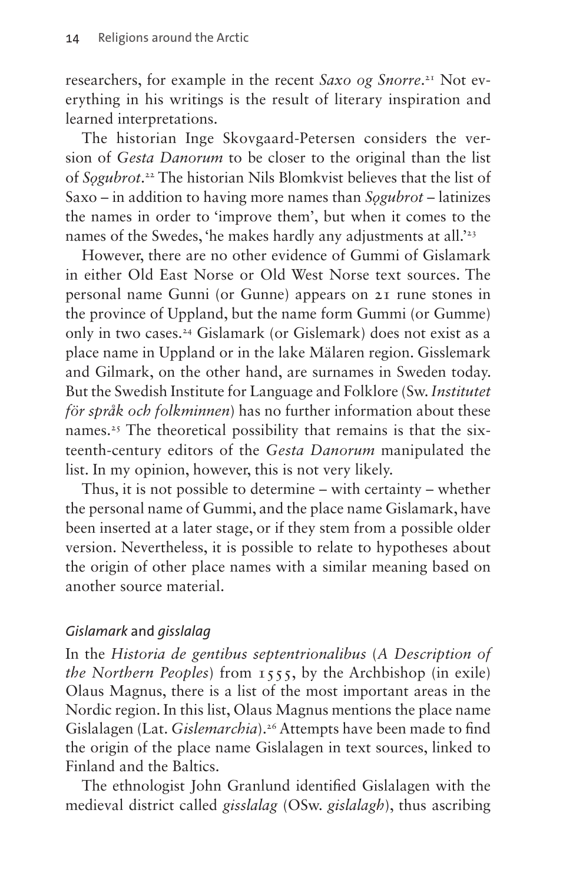researchers, for example in the recent *Saxo og Snorre*.[21] Not everything in his writings is the result of literary inspiration and learned interpretations.

The historian Inge Skovgaard-Petersen considers the version of *Gesta Danorum* to be closer to the original than the list of *Sǫgubrot*.[22] The historian Nils Blomkvist believes that the list of Saxo – in addition to having more names than *Sǫgubrot* – latinizes the names in order to 'improve them', but when it comes to the names of the Swedes, 'he makes hardly any adjustments at all.'[23]

However, there are no other evidence of Gummi of Gislamark in either Old East Norse or Old West Norse text sources. The personal name Gunni (or Gunne) appears on 21 rune stones in the province of Uppland, but the name form Gummi (or Gumme) only in two cases.[24] Gislamark (or Gislemark) does not exist as a place name in Uppland or in the lake Mälaren region. Gisslemark and Gilmark, on the other hand, are surnames in Sweden today. But the Swedish Institute for Language and Folklore (Sw. *Institutet för språk och folkminnen*) has no further information about these names.[25] The theoretical possibility that remains is that the sixteenth-century editors of the *Gesta Danorum* manipulated the list. In my opinion, however, this is not very likely.

Thus, it is not possible to determine – with certainty – whether the personal name of Gummi, and the place name Gislamark, have been inserted at a later stage, or if they stem from a possible older version. Nevertheless, it is possible to relate to hypotheses about the origin of other place names with a similar meaning based on another source material.

### *Gislamark* and *gisslalag*

In the *Historia de gentibus septentrionalibus* (*A Description of the Northern Peoples*) from 1555, by the Archbishop (in exile) Olaus Magnus, there is a list of the most important areas in the Nordic region. In this list, Olaus Magnus mentions the place name Gislalagen (Lat. *Gislemarchia*).[26] Attempts have been made to find the origin of the place name Gislalagen in text sources, linked to Finland and the Baltics.

The ethnologist John Granlund identified Gislalagen with the medieval district called *gisslalag* (OSw. *gislalagh*), thus ascribing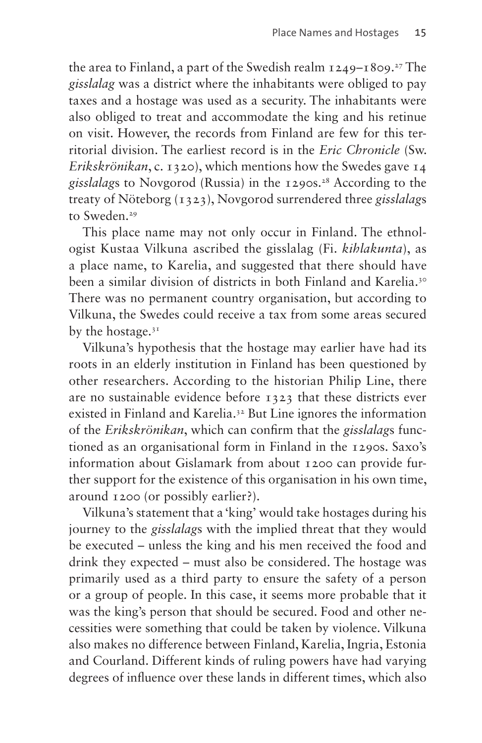the area to Finland, a part of the Swedish realm 1249–1809.[27] The *gisslalag* was a district where the inhabitants were obliged to pay taxes and a hostage was used as a security. The inhabitants were also obliged to treat and accommodate the king and his retinue on visit. However, the records from Finland are few for this territorial division. The earliest record is in the *Eric Chronicle* (Sw. *Erikskrönikan*, c. 1320), which mentions how the Swedes gave 14 *gisslalag*s to Novgorod (Russia) in the 1290s.[28] According to the treaty of Nöteborg (1323), Novgorod surrendered three *gisslalag*s to Sweden.[29]

This place name may not only occur in Finland. The ethnologist Kustaa Vilkuna ascribed the gisslalag (Fi. *kihlakunta*), as a place name, to Karelia, and suggested that there should have been a similar division of districts in both Finland and Karelia.[30] There was no permanent country organisation, but according to Vilkuna, the Swedes could receive a tax from some areas secured by the hostage.[31]

Vilkuna's hypothesis that the hostage may earlier have had its roots in an elderly institution in Finland has been questioned by other researchers. According to the historian Philip Line, there are no sustainable evidence before 1323 that these districts ever existed in Finland and Karelia.[32] But Line ignores the information of the *Erikskrönikan*, which can confirm that the *gisslalag*s functioned as an organisational form in Finland in the 1290s. Saxo's information about Gislamark from about 1200 can provide further support for the existence of this organisation in his own time, around 1200 (or possibly earlier?).

Vilkuna's statement that a 'king' would take hostages during his journey to the *gisslalag*s with the implied threat that they would be executed – unless the king and his men received the food and drink they expected – must also be considered. The hostage was primarily used as a third party to ensure the safety of a person or a group of people. In this case, it seems more probable that it was the king's person that should be secured. Food and other necessities were something that could be taken by violence. Vilkuna also makes no difference between Finland, Karelia, Ingria, Estonia and Courland. Different kinds of ruling powers have had varying degrees of influence over these lands in different times, which also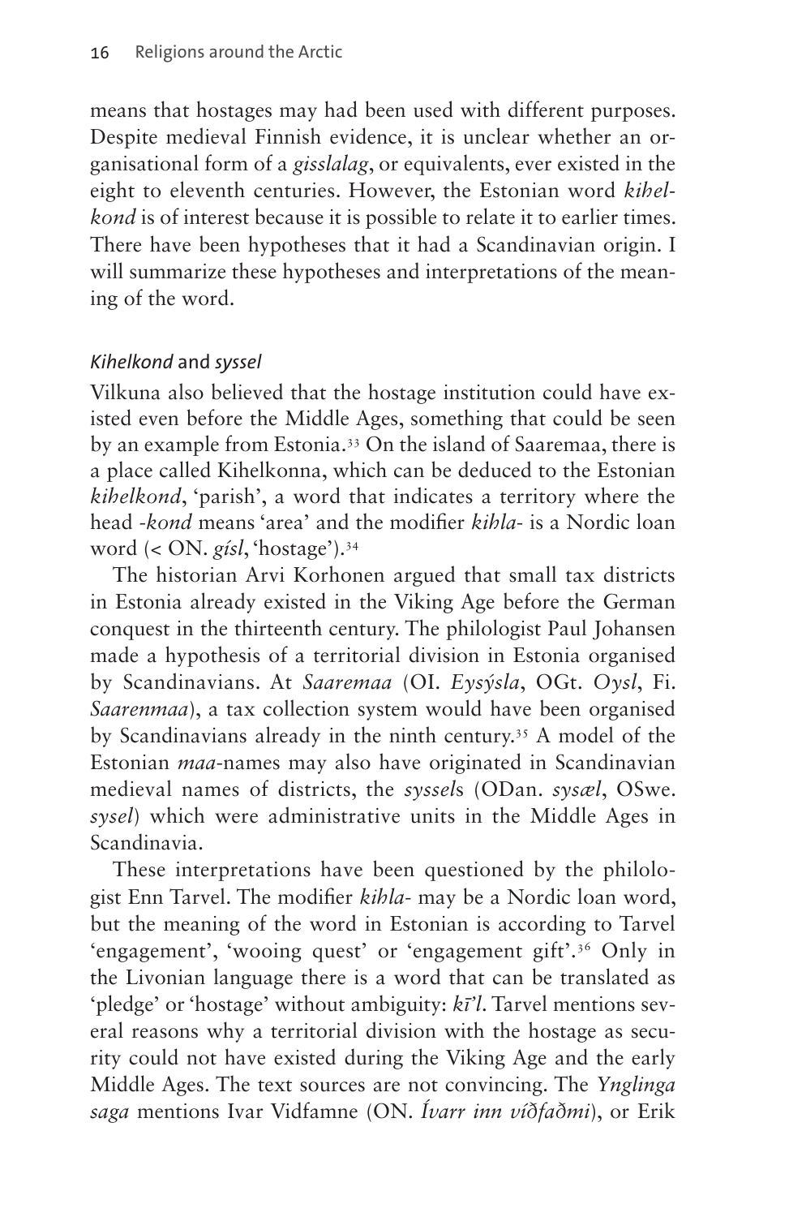means that hostages may had been used with different purposes. Despite medieval Finnish evidence, it is unclear whether an organisational form of a *gisslalag*, or equivalents, ever existed in the eight to eleventh centuries. However, the Estonian word *kihelkond* is of interest because it is possible to relate it to earlier times. There have been hypotheses that it had a Scandinavian origin. I will summarize these hypotheses and interpretations of the meaning of the word.

### *Kihelkond* and *syssel*

Vilkuna also believed that the hostage institution could have existed even before the Middle Ages, something that could be seen by an example from Estonia.[33] On the island of Saaremaa, there is a place called Kihelkonna, which can be deduced to the Estonian *kihelkond*, 'parish', a word that indicates a territory where the head *-kond* means 'area' and the modifier *kihla-* is a Nordic loan word (< ON. *gísl*, 'hostage').[34]

The historian Arvi Korhonen argued that small tax districts in Estonia already existed in the Viking Age before the German conquest in the thirteenth century. The philologist Paul Johansen made a hypothesis of a territorial division in Estonia organised by Scandinavians. At *Saaremaa* (OI. *Eysýsla*, OGt. *Oysl*, Fi. *Saarenmaa*), a tax collection system would have been organised by Scandinavians already in the ninth century.[35] A model of the Estonian *maa*-names may also have originated in Scandinavian medieval names of districts, the *syssel*s (ODan. *sysæl*, OSwe. *sysel*) which were administrative units in the Middle Ages in Scandinavia.

These interpretations have been questioned by the philologist Enn Tarvel. The modifier *kihla-* may be a Nordic loan word, but the meaning of the word in Estonian is according to Tarvel 'engagement', 'wooing quest' or 'engagement gift'.[36] Only in the Livonian language there is a word that can be translated as 'pledge' or 'hostage' without ambiguity: *kī'l*. Tarvel mentions several reasons why a territorial division with the hostage as security could not have existed during the Viking Age and the early Middle Ages. The text sources are not convincing. The *Ynglinga saga* mentions Ivar Vidfamne (ON. *Ívarr inn víðfaðmi*), or Erik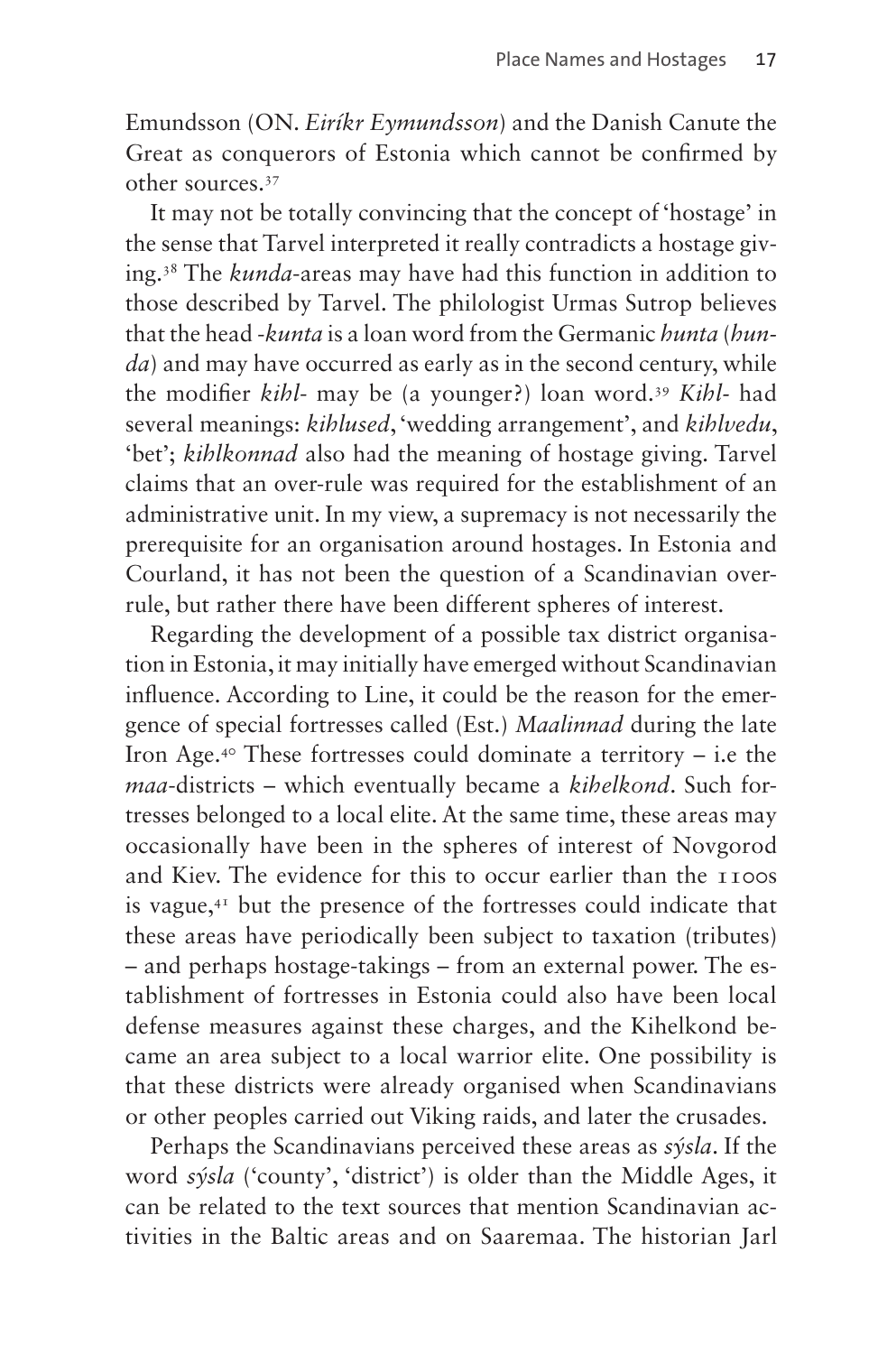Emundsson (ON. *Eiríkr Eymundsson*) and the Danish Canute the Great as conquerors of Estonia which cannot be confirmed by other sources.[37]

It may not be totally convincing that the concept of 'hostage' in the sense that Tarvel interpreted it really contradicts a hostage giving.[38] The *kunda*-areas may have had this function in addition to those described by Tarvel. The philologist Urmas Sutrop believes that the head -*kunta* is a loan word from the Germanic *hunta* (*hunda*) and may have occurred as early as in the second century, while the modifier *kihl*- may be (a younger?) loan word.[39] *Kihl*- had several meanings: *kihlused*, 'wedding arrangement', and *kihlvedu*, 'bet'; *kihlkonnad* also had the meaning of hostage giving. Tarvel claims that an over-rule was required for the establishment of an administrative unit. In my view, a supremacy is not necessarily the prerequisite for an organisation around hostages. In Estonia and Courland, it has not been the question of a Scandinavian over-rule, but rather there have been different spheres of interest.

Regarding the development of a possible tax district organisation in Estonia, it may initially have emerged without Scandinavian influence. According to Line, it could be the reason for the emergence of special fortresses called (Est.) *Maalinnad* during the late Iron Age.[40] These fortresses could dominate a territory – i.e the *maa*-districts – which eventually became a *kihelkond*. Such fortresses belonged to a local elite. At the same time, these areas may occasionally have been in the spheres of interest of Novgorod and Kiev. The evidence for this to occur earlier than the 1100s is vague,[41] but the presence of the fortresses could indicate that these areas have periodically been subject to taxation (tributes) – and perhaps hostage-takings – from an external power. The establishment of fortresses in Estonia could also have been local defense measures against these charges, and the Kihelkond became an area subject to a local warrior elite. One possibility is that these districts were already organised when Scandinavians or other peoples carried out Viking raids, and later the crusades.

Perhaps the Scandinavians perceived these areas as *sýsla*. If the word *sýsla* ('county', 'district') is older than the Middle Ages, it can be related to the text sources that mention Scandinavian activities in the Baltic areas and on Saaremaa. The historian Jarl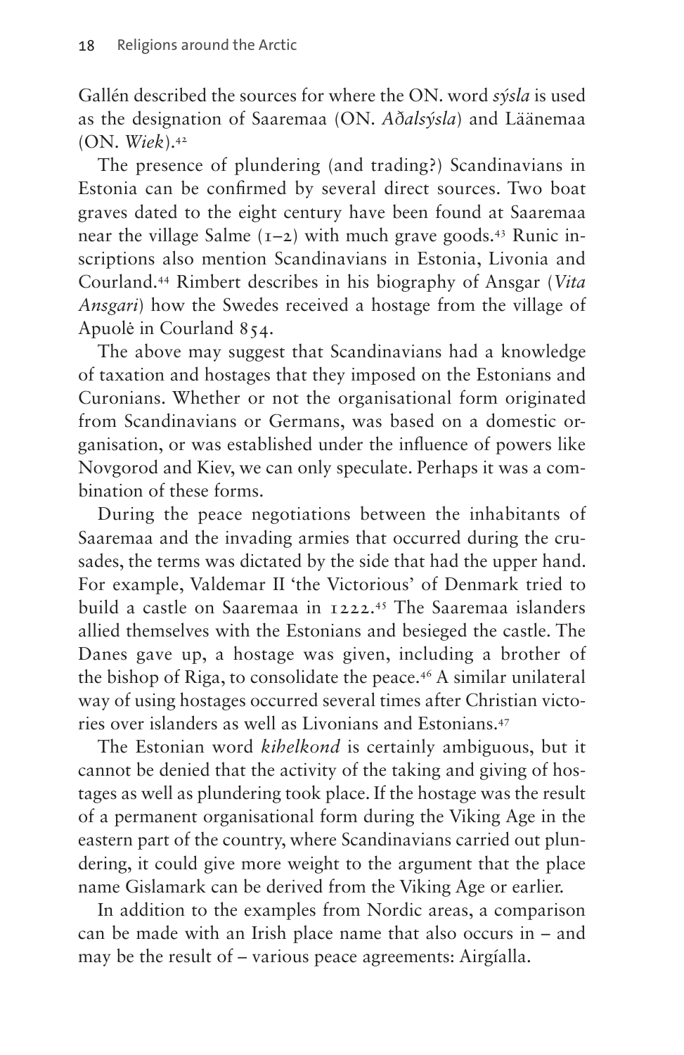Gallén described the sources for where the ON. word *sýsla* is used as the designation of Saaremaa (ON. *Aðalsýsla*) and Läänemaa (ON. *Wiek*).[42]

The presence of plundering (and trading?) Scandinavians in Estonia can be confirmed by several direct sources. Two boat graves dated to the eight century have been found at Saaremaa near the village Salme (1–2) with much grave goods.[43] Runic inscriptions also mention Scandinavians in Estonia, Livonia and Courland.[44] Rimbert describes in his biography of Ansgar (*Vita Ansgari*) how the Swedes received a hostage from the village of Apuolė in Courland 854.

The above may suggest that Scandinavians had a knowledge of taxation and hostages that they imposed on the Estonians and Curonians. Whether or not the organisational form originated from Scandinavians or Germans, was based on a domestic organisation, or was established under the influence of powers like Novgorod and Kiev, we can only speculate. Perhaps it was a combination of these forms.

During the peace negotiations between the inhabitants of Saaremaa and the invading armies that occurred during the crusades, the terms was dictated by the side that had the upper hand. For example, Valdemar II 'the Victorious' of Denmark tried to build a castle on Saaremaa in 1222.[45] The Saaremaa islanders allied themselves with the Estonians and besieged the castle. The Danes gave up, a hostage was given, including a brother of the bishop of Riga, to consolidate the peace.[46] A similar unilateral way of using hostages occurred several times after Christian victories over islanders as well as Livonians and Estonians.[47]

The Estonian word *kihelkond* is certainly ambiguous, but it cannot be denied that the activity of the taking and giving of hostages as well as plundering took place. If the hostage was the result of a permanent organisational form during the Viking Age in the eastern part of the country, where Scandinavians carried out plundering, it could give more weight to the argument that the place name Gislamark can be derived from the Viking Age or earlier.

In addition to the examples from Nordic areas, a comparison can be made with an Irish place name that also occurs in – and may be the result of – various peace agreements: Airgíalla.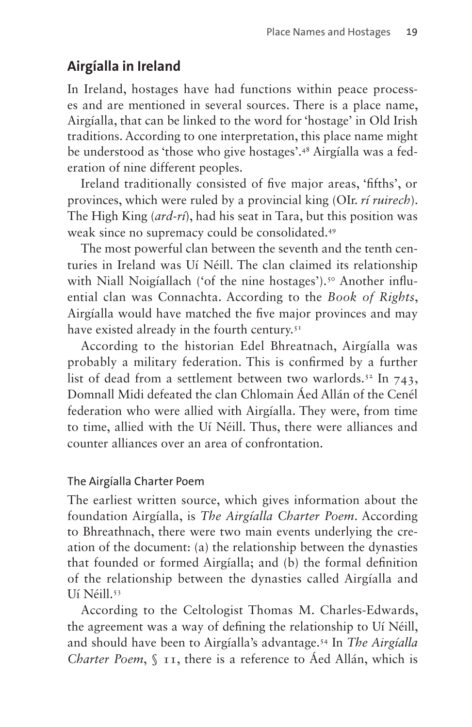## Airgíalla in Ireland

In Ireland, hostages have had functions within peace processes and are mentioned in several sources. There is a place name, Airgíalla, that can be linked to the word for 'hostage' in Old Irish traditions. According to one interpretation, this place name might be understood as 'those who give hostages'.[48] Airgíalla was a federation of nine different peoples.

Ireland traditionally consisted of five major areas, 'fifths', or provinces, which were ruled by a provincial king (OIr. *rí ruirech*). The High King (*ard-rí*), had his seat in Tara, but this position was weak since no supremacy could be consolidated.[49]

The most powerful clan between the seventh and the tenth centuries in Ireland was Uí Néill. The clan claimed its relationship with Niall Noigíallach ('of the nine hostages').[50] Another influential clan was Connachta. According to the *Book of Rights*, Airgíalla would have matched the five major provinces and may have existed already in the fourth century.[51]

According to the historian Edel Bhreatnach, Airgíalla was probably a military federation. This is confirmed by a further list of dead from a settlement between two warlords.[52] In 743, Domnall Midi defeated the clan Chlomain Áed Allán of the Cenél federation who were allied with Airgíalla. They were, from time to time, allied with the Uí Néill. Thus, there were alliances and counter alliances over an area of confrontation.

### The Airgíalla Charter Poem

The earliest written source, which gives information about the foundation Airgíalla, is *The Airgíalla Charter Poem*. According to Bhreatnach, there were two main events underlying the creation of the document: (a) the relationship between the dynasties that founded or formed Airgíalla; and (b) the formal definition of the relationship between the dynasties called Airgíalla and Uí Néill.[53]

According to the Celtologist Thomas M. Charles-Edwards, the agreement was a way of defining the relationship to Uí Néill, and should have been to Airgíalla's advantage.[54] In *The Airgíalla Charter Poem*, § 11, there is a reference to Áed Allán, which is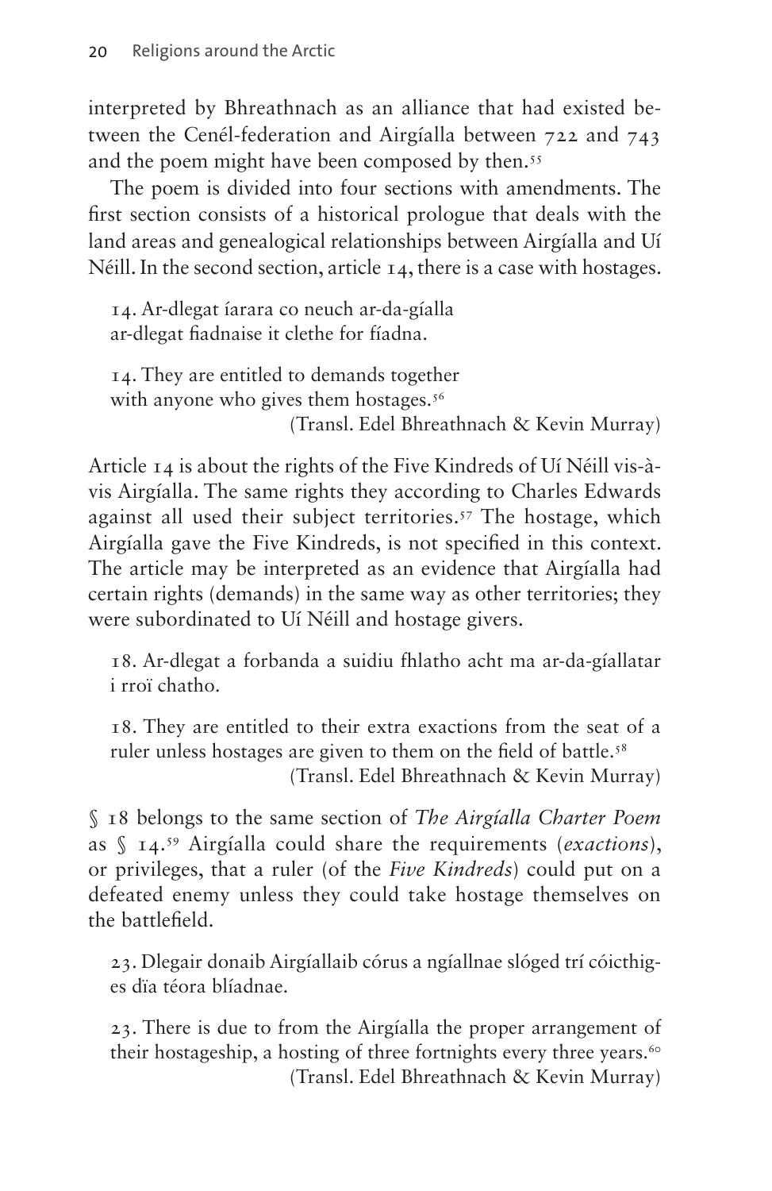interpreted by Bhreathnach as an alliance that had existed between the Cenél-federation and Airgíalla between 722 and 743 and the poem might have been composed by then.[55]

The poem is divided into four sections with amendments. The first section consists of a historical prologue that deals with the land areas and genealogical relationships between Airgíalla and Uí Néill. In the second section, article 14, there is a case with hostages.

> 14. Ar-dlegat íarara co neuch ar-da-gíalla
> ar-dlegat fiadnaise it clethe for fíadna.
>
> 14. They are entitled to demands together
> with anyone who gives them hostages.[56]
> (Transl. Edel Bhreathnach & Kevin Murray)

Article 14 is about the rights of the Five Kindreds of Uí Néill vis-à-vis Airgíalla. The same rights they according to Charles Edwards against all used their subject territories.[57] The hostage, which Airgíalla gave the Five Kindreds, is not specified in this context. The article may be interpreted as an evidence that Airgíalla had certain rights (demands) in the same way as other territories; they were subordinated to Uí Néill and hostage givers.

> 18. Ar-dlegat a forbanda a suidiu fhlatho acht ma ar-da-gíallatar i rroï chatho.
>
> 18. They are entitled to their extra exactions from the seat of a ruler unless hostages are given to them on the field of battle.[58]
> (Transl. Edel Bhreathnach & Kevin Murray)

§ 18 belongs to the same section of *The Airgíalla Charter Poem* as § 14.[59] Airgíalla could share the requirements (*exactions*), or privileges, that a ruler (of the *Five Kindreds*) could put on a defeated enemy unless they could take hostage themselves on the battlefield.

> 23. Dlegair donaib Airgíallaib córus a ngíallnae slóged trí cóicthiges dïa téora blíadnae.
>
> 23. There is due to from the Airgíalla the proper arrangement of their hostageship, a hosting of three fortnights every three years.[60]
> (Transl. Edel Bhreathnach & Kevin Murray)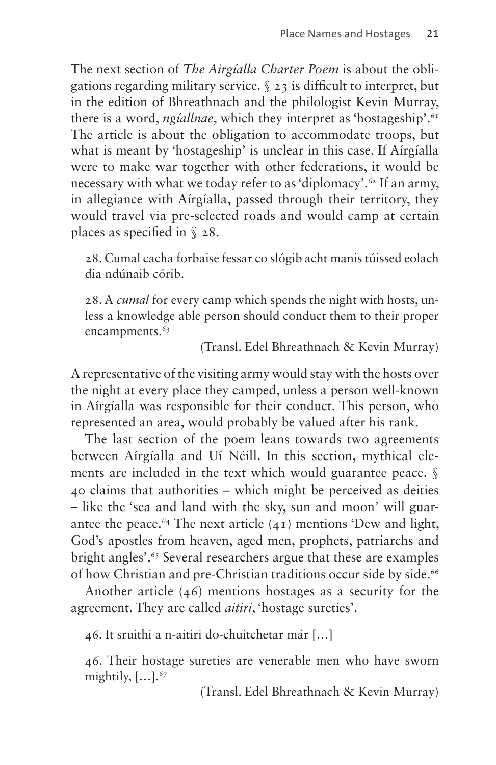The next section of *The Airgíalla Charter Poem* is about the obligations regarding military service. § 23 is difficult to interpret, but in the edition of Bhreathnach and the philologist Kevin Murray, there is a word, *ngíallnae*, which they interpret as 'hostageship'.[61] The article is about the obligation to accommodate troops, but what is meant by 'hostageship' is unclear in this case. If Aírgíalla were to make war together with other federations, it would be necessary with what we today refer to as 'diplomacy'.[62] If an army, in allegiance with Aírgíalla, passed through their territory, they would travel via pre-selected roads and would camp at certain places as specified in § 28.

> 28. Cumal cacha forbaise fessar co slógib acht manis túissed eolach dia ndúnaib córib.
>
> 28. A *cumal* for every camp which spends the night with hosts, unless a knowledge able person should conduct them to their proper encampments.[63]
>
> (Transl. Edel Bhreathnach & Kevin Murray)

A representative of the visiting army would stay with the hosts over the night at every place they camped, unless a person well-known in Aírgíalla was responsible for their conduct. This person, who represented an area, would probably be valued after his rank.

The last section of the poem leans towards two agreements between Aírgíalla and Uí Néill. In this section, mythical elements are included in the text which would guarantee peace. § 40 claims that authorities – which might be perceived as deities – like the 'sea and land with the sky, sun and moon' will guarantee the peace.[64] The next article (41) mentions 'Dew and light, God's apostles from heaven, aged men, prophets, patriarchs and bright angles'.[65] Several researchers argue that these are examples of how Christian and pre-Christian traditions occur side by side.[66]

Another article (46) mentions hostages as a security for the agreement. They are called *aitiri*, 'hostage sureties'.

> 46. It sruithi a n-aitiri do-chuitchetar már […]
>
> 46. Their hostage sureties are venerable men who have sworn mightily, […].[67]
>
> (Transl. Edel Bhreathnach & Kevin Murray)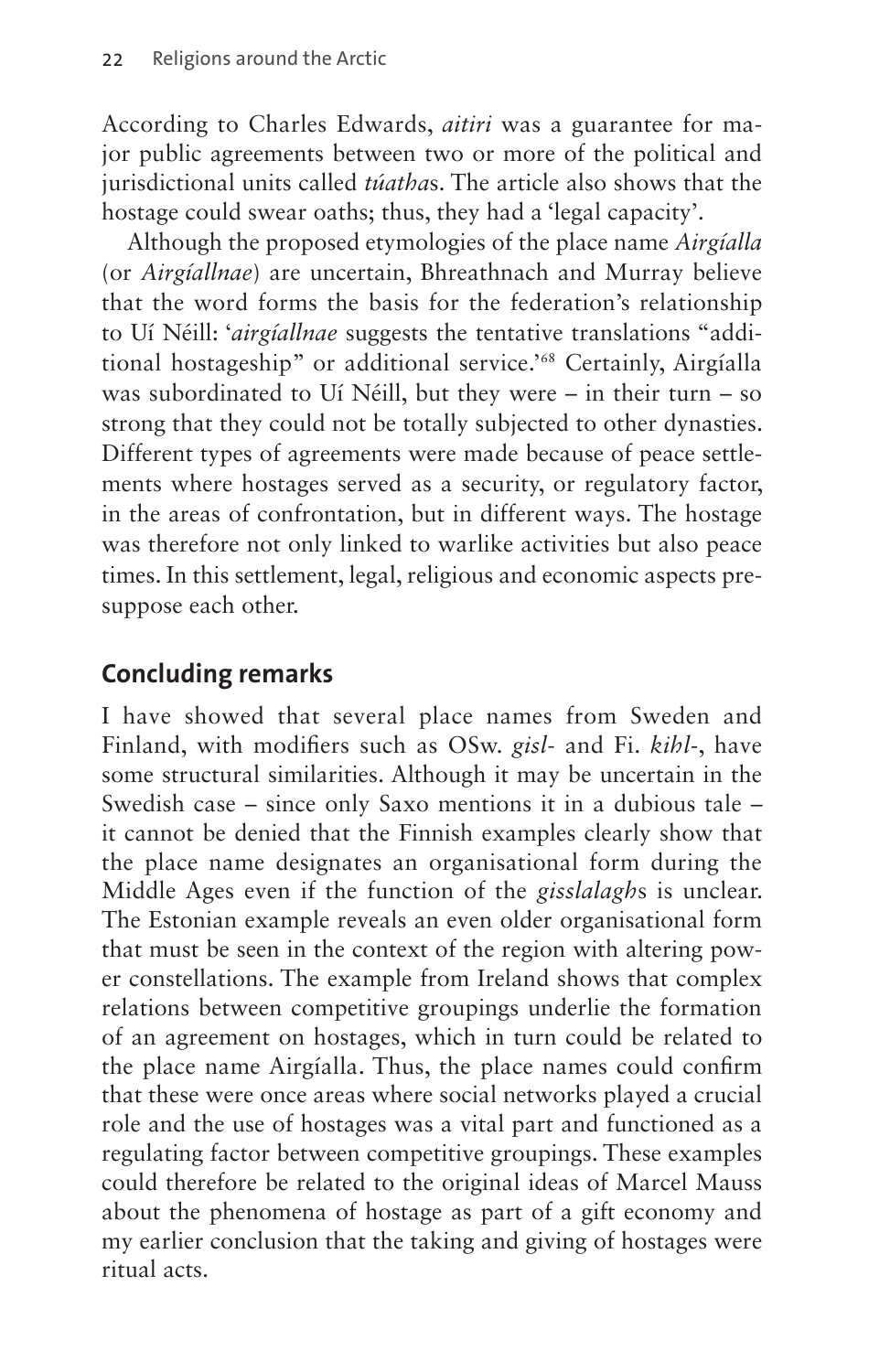According to Charles Edwards, *aitiri* was a guarantee for major public agreements between two or more of the political and jurisdictional units called *túatha*s. The article also shows that the hostage could swear oaths; thus, they had a 'legal capacity'.

Although the proposed etymologies of the place name *Airgíalla* (or *Airgíallnae*) are uncertain, Bhreathnach and Murray believe that the word forms the basis for the federation's relationship to Uí Néill: '*airgíallnae* suggests the tentative translations "additional hostageship" or additional service.'[68] Certainly, Airgíalla was subordinated to Uí Néill, but they were – in their turn – so strong that they could not be totally subjected to other dynasties. Different types of agreements were made because of peace settlements where hostages served as a security, or regulatory factor, in the areas of confrontation, but in different ways. The hostage was therefore not only linked to warlike activities but also peace times. In this settlement, legal, religious and economic aspects presuppose each other.

## Concluding remarks

I have showed that several place names from Sweden and Finland, with modifiers such as OSw. *gisl-* and Fi. *kihl-*, have some structural similarities. Although it may be uncertain in the Swedish case – since only Saxo mentions it in a dubious tale – it cannot be denied that the Finnish examples clearly show that the place name designates an organisational form during the Middle Ages even if the function of the *gisslalagh*s is unclear. The Estonian example reveals an even older organisational form that must be seen in the context of the region with altering power constellations. The example from Ireland shows that complex relations between competitive groupings underlie the formation of an agreement on hostages, which in turn could be related to the place name Airgíalla. Thus, the place names could confirm that these were once areas where social networks played a crucial role and the use of hostages was a vital part and functioned as a regulating factor between competitive groupings. These examples could therefore be related to the original ideas of Marcel Mauss about the phenomena of hostage as part of a gift economy and my earlier conclusion that the taking and giving of hostages were ritual acts.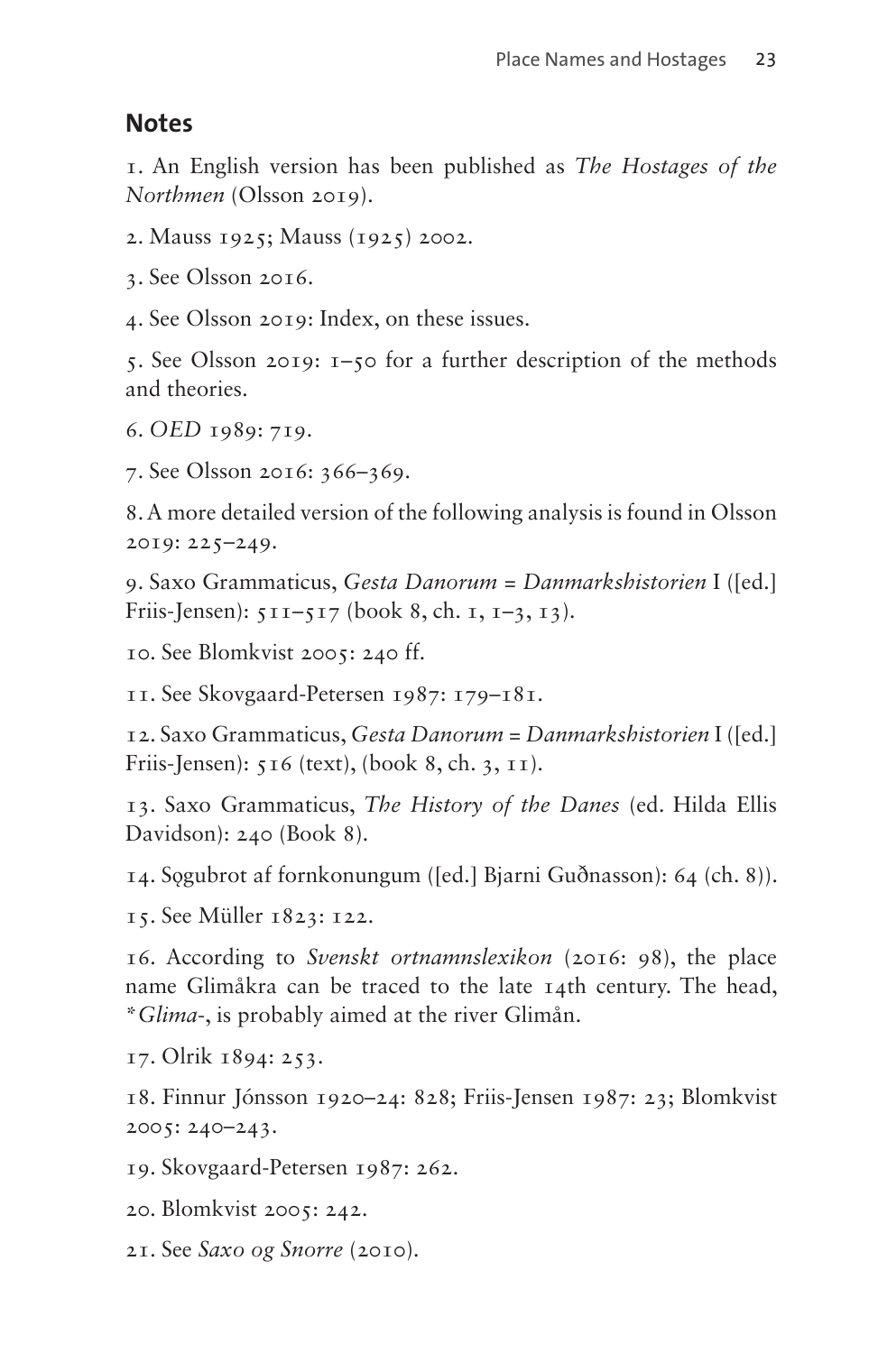## Notes

1. An English version has been published as *The Hostages of the Northmen* (Olsson 2019).

2. Mauss 1925; Mauss (1925) 2002.

3. See Olsson 2016.

4. See Olsson 2019: Index, on these issues.

5. See Olsson 2019: 1–50 for a further description of the methods and theories.

6. *OED* 1989: 719.

7. See Olsson 2016: 366–369.

8. A more detailed version of the following analysis is found in Olsson 2019: 225–249.

9. Saxo Grammaticus, *Gesta Danorum* = *Danmarkshistorien* I ([ed.] Friis-Jensen): 511–517 (book 8, ch. 1, 1–3, 13).

10. See Blomkvist 2005: 240 ff.

11. See Skovgaard-Petersen 1987: 179–181.

12. Saxo Grammaticus, *Gesta Danorum* = *Danmarkshistorien* I ([ed.] Friis-Jensen): 516 (text), (book 8, ch. 3, 11).

13. Saxo Grammaticus, *The History of the Danes* (ed. Hilda Ellis Davidson): 240 (Book 8).

14. Sǫgubrot af fornkonungum ([ed.] Bjarni Guðnasson): 64 (ch. 8)).

15. See Müller 1823: 122.

16. According to *Svenskt ortnamnslexikon* (2016: 98), the place name Glimåkra can be traced to the late 14th century. The head, *\*Glima-*, is probably aimed at the river Glimån.

17. Olrik 1894: 253.

18. Finnur Jónsson 1920–24: 828; Friis-Jensen 1987: 23; Blomkvist 2005: 240–243.

19. Skovgaard-Petersen 1987: 262.

20. Blomkvist 2005: 242.

21. See *Saxo og Snorre* (2010).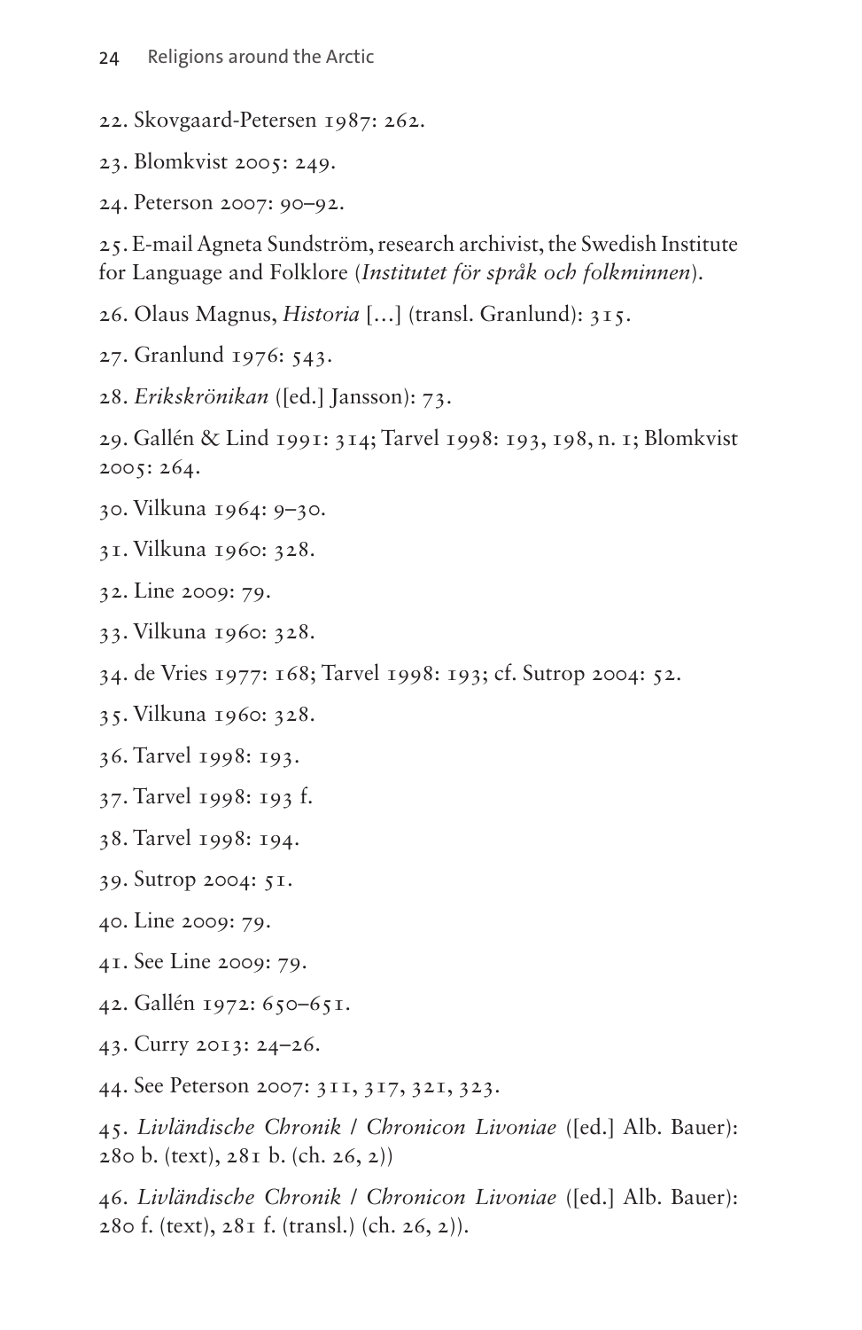22. Skovgaard-Petersen 1987: 262.

23. Blomkvist 2005: 249.

24. Peterson 2007: 90–92.

25. E-mail Agneta Sundström, research archivist, the Swedish Institute for Language and Folklore (*Institutet för språk och folkminnen*).

26. Olaus Magnus, *Historia* […] (transl. Granlund): 315.

27. Granlund 1976: 543.

28. *Erikskrönikan* ([ed.] Jansson): 73.

29. Gallén & Lind 1991: 314; Tarvel 1998: 193, 198, n. 1; Blomkvist 2005: 264.

30. Vilkuna 1964: 9–30.

31. Vilkuna 1960: 328.

32. Line 2009: 79.

33. Vilkuna 1960: 328.

34. de Vries 1977: 168; Tarvel 1998: 193; cf. Sutrop 2004: 52.

35. Vilkuna 1960: 328.

36. Tarvel 1998: 193.

37. Tarvel 1998: 193 f.

38. Tarvel 1998: 194.

39. Sutrop 2004: 51.

40. Line 2009: 79.

41. See Line 2009: 79.

42. Gallén 1972: 650–651.

43. Curry 2013: 24–26.

44. See Peterson 2007: 311, 317, 321, 323.

45. *Livländische Chronik / Chronicon Livoniae* ([ed.] Alb. Bauer): 280 b. (text), 281 b. (ch. 26, 2))

46. *Livländische Chronik / Chronicon Livoniae* ([ed.] Alb. Bauer): 280 f. (text), 281 f. (transl.) (ch. 26, 2)).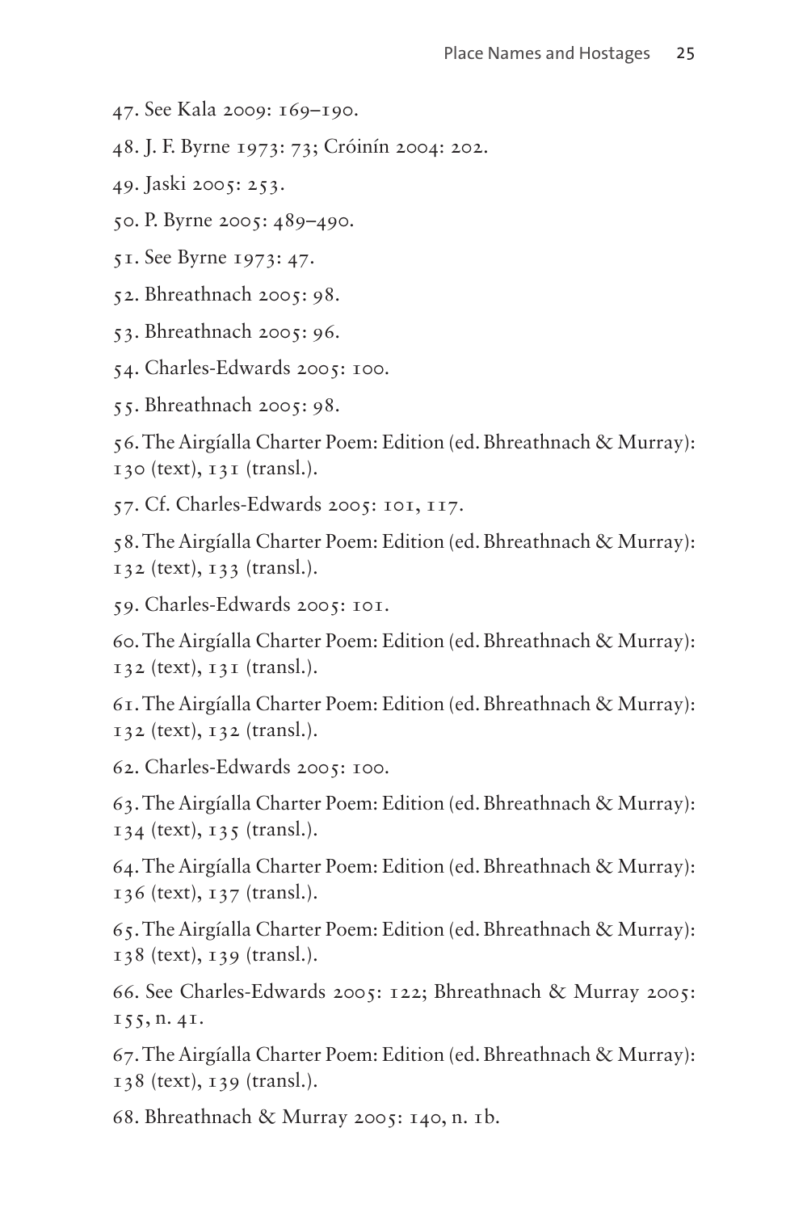47. See Kala 2009: 169–190.

48. J. F. Byrne 1973: 73; Cróinín 2004: 202.

49. Jaski 2005: 253.

50. P. Byrne 2005: 489–490.

51. See Byrne 1973: 47.

52. Bhreathnach 2005: 98.

53. Bhreathnach 2005: 96.

54. Charles-Edwards 2005: 100.

55. Bhreathnach 2005: 98.

56. The Airgíalla Charter Poem: Edition (ed. Bhreathnach & Murray): 130 (text), 131 (transl.).

57. Cf. Charles-Edwards 2005: 101, 117.

58. The Airgíalla Charter Poem: Edition (ed. Bhreathnach & Murray): 132 (text), 133 (transl.).

59. Charles-Edwards 2005: 101.

60. The Airgíalla Charter Poem: Edition (ed. Bhreathnach & Murray): 132 (text), 131 (transl.).

61. The Airgíalla Charter Poem: Edition (ed. Bhreathnach & Murray): 132 (text), 132 (transl.).

62. Charles-Edwards 2005: 100.

63. The Airgíalla Charter Poem: Edition (ed. Bhreathnach & Murray): 134 (text), 135 (transl.).

64. The Airgíalla Charter Poem: Edition (ed. Bhreathnach & Murray): 136 (text), 137 (transl.).

65. The Airgíalla Charter Poem: Edition (ed. Bhreathnach & Murray): 138 (text), 139 (transl.).

66. See Charles-Edwards 2005: 122; Bhreathnach & Murray 2005: 155, n. 41.

67. The Airgíalla Charter Poem: Edition (ed. Bhreathnach & Murray): 138 (text), 139 (transl.).

68. Bhreathnach & Murray 2005: 140, n. 1b.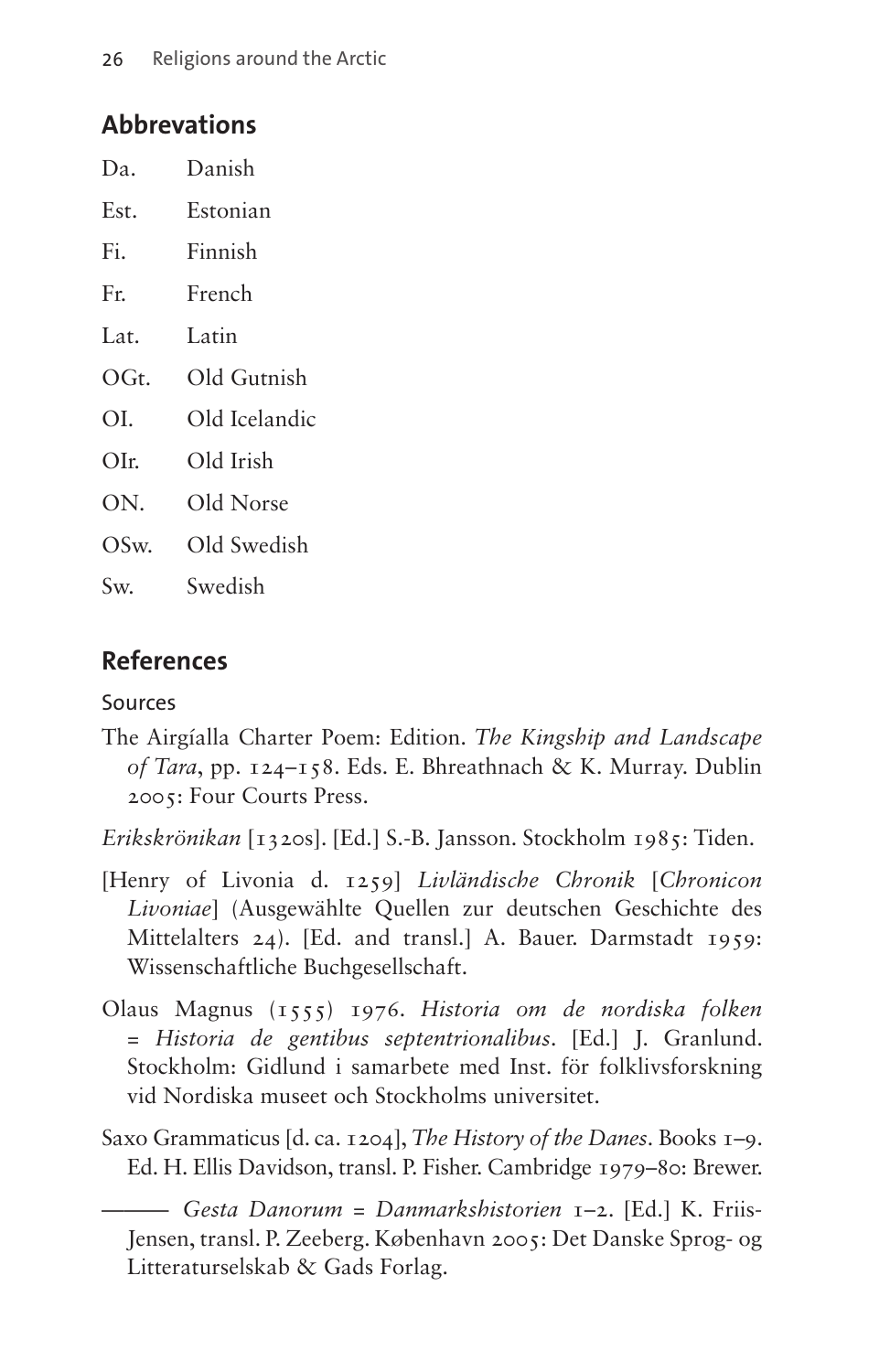## Abbrevations

Da. Danish

Est. Estonian

Fi. Finnish

Fr. French

Lat. Latin

OGt. Old Gutnish

OI. Old Icelandic

OIr. Old Irish

ON. Old Norse

OSw. Old Swedish

Sw. Swedish

## References

### Sources

The Airgíalla Charter Poem: Edition. *The Kingship and Landscape of Tara*, pp. 124–158. Eds. E. Bhreathnach & K. Murray. Dublin 2005: Four Courts Press.

*Erikskrönikan* [1320s]. [Ed.] S.-B. Jansson. Stockholm 1985: Tiden.

[Henry of Livonia d. 1259] *Livländische Chronik* [*Chronicon Livoniae*] (Ausgewählte Quellen zur deutschen Geschichte des Mittelalters 24). [Ed. and transl.] A. Bauer. Darmstadt 1959: Wissenschaftliche Buchgesellschaft.

Olaus Magnus (1555) 1976. *Historia om de nordiska folken = Historia de gentibus septentrionalibus*. [Ed.] J. Granlund. Stockholm: Gidlund i samarbete med Inst. för folklivsforskning vid Nordiska museet och Stockholms universitet.

Saxo Grammaticus [d. ca. 1204], *The History of the Danes*. Books 1–9. Ed. H. Ellis Davidson, transl. P. Fisher. Cambridge 1979–80: Brewer.

——— *Gesta Danorum = Danmarkshistorien* 1–2. [Ed.] K. Friis-Jensen, transl. P. Zeeberg. København 2005: Det Danske Sprog- og Litteraturselskab & Gads Forlag.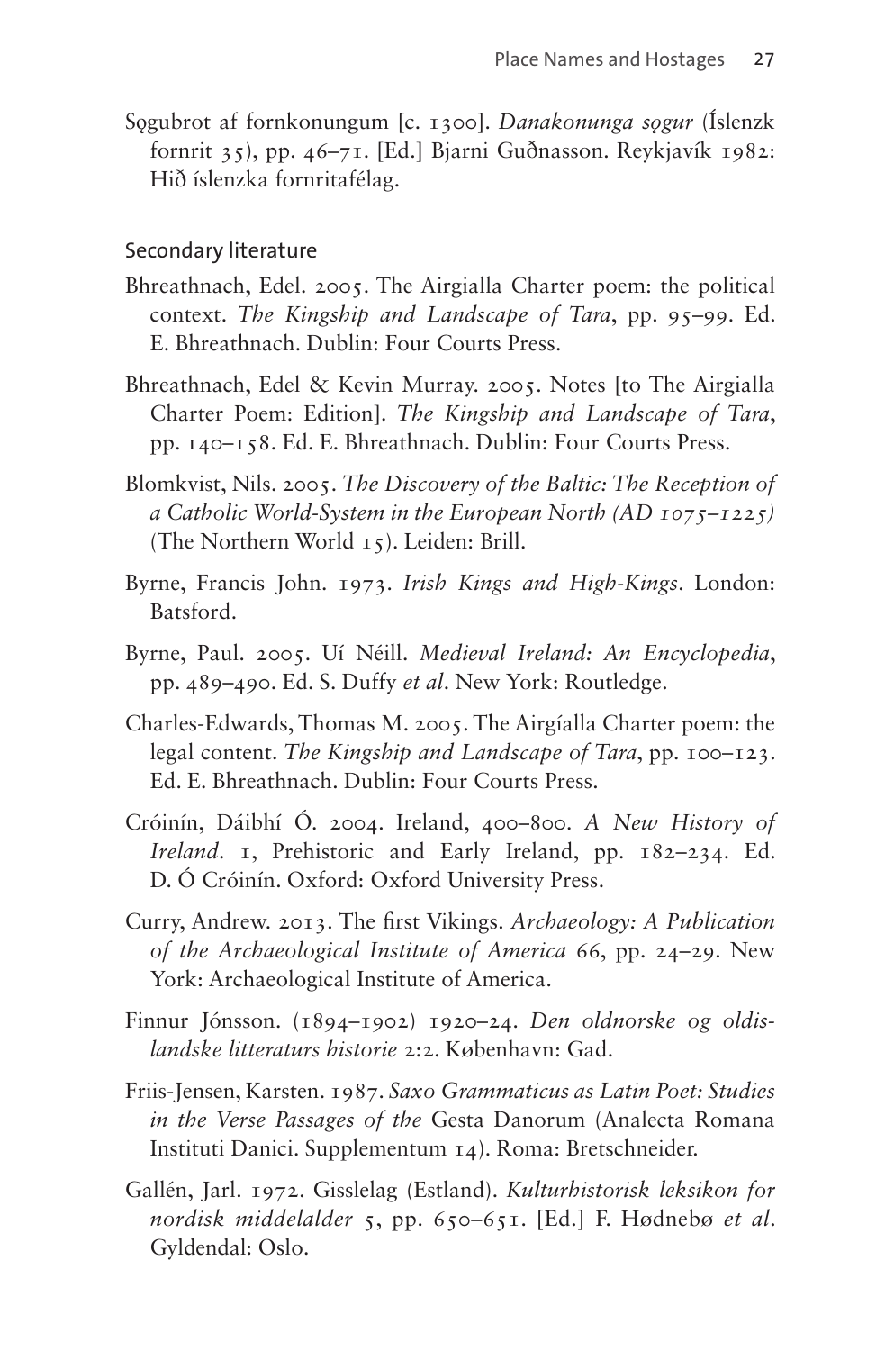Sǫgubrot af fornkonungum [c. 1300]. *Danakonunga sǫgur* (Íslenzk fornrit 35), pp. 46–71. [Ed.] Bjarni Guðnasson. Reykjavík 1982: Hið íslenzka fornritafélag.

## Secondary literature

Bhreathnach, Edel. 2005. The Airgialla Charter poem: the political context. *The Kingship and Landscape of Tara*, pp. 95–99. Ed. E. Bhreathnach. Dublin: Four Courts Press.

Bhreathnach, Edel & Kevin Murray. 2005. Notes [to The Airgialla Charter Poem: Edition]. *The Kingship and Landscape of Tara*, pp. 140–158. Ed. E. Bhreathnach. Dublin: Four Courts Press.

Blomkvist, Nils. 2005. *The Discovery of the Baltic: The Reception of a Catholic World-System in the European North (AD 1075–1225)* (The Northern World 15). Leiden: Brill.

Byrne, Francis John. 1973. *Irish Kings and High-Kings*. London: Batsford.

Byrne, Paul. 2005. Uí Néill. *Medieval Ireland: An Encyclopedia*, pp. 489–490. Ed. S. Duffy *et al*. New York: Routledge.

Charles-Edwards, Thomas M. 2005. The Airgíalla Charter poem: the legal content. *The Kingship and Landscape of Tara*, pp. 100–123. Ed. E. Bhreathnach. Dublin: Four Courts Press.

Cróinín, Dáibhí Ó. 2004. Ireland, 400–800. *A New History of Ireland*. 1, Prehistoric and Early Ireland, pp. 182–234. Ed. D. Ó Cróinín. Oxford: Oxford University Press.

Curry, Andrew. 2013. The first Vikings. *Archaeology: A Publication of the Archaeological Institute of America* 66, pp. 24–29. New York: Archaeological Institute of America.

Finnur Jónsson. (1894–1902) 1920–24. *Den oldnorske og oldislandske litteraturs historie* 2:2. København: Gad.

Friis-Jensen, Karsten. 1987. *Saxo Grammaticus as Latin Poet: Studies in the Verse Passages of the* Gesta Danorum (Analecta Romana Instituti Danici. Supplementum 14). Roma: Bretschneider.

Gallén, Jarl. 1972. Gisslelag (Estland). *Kulturhistorisk leksikon for nordisk middelalder* 5, pp. 650–651. [Ed.] F. Hødnebø *et al*. Gyldendal: Oslo.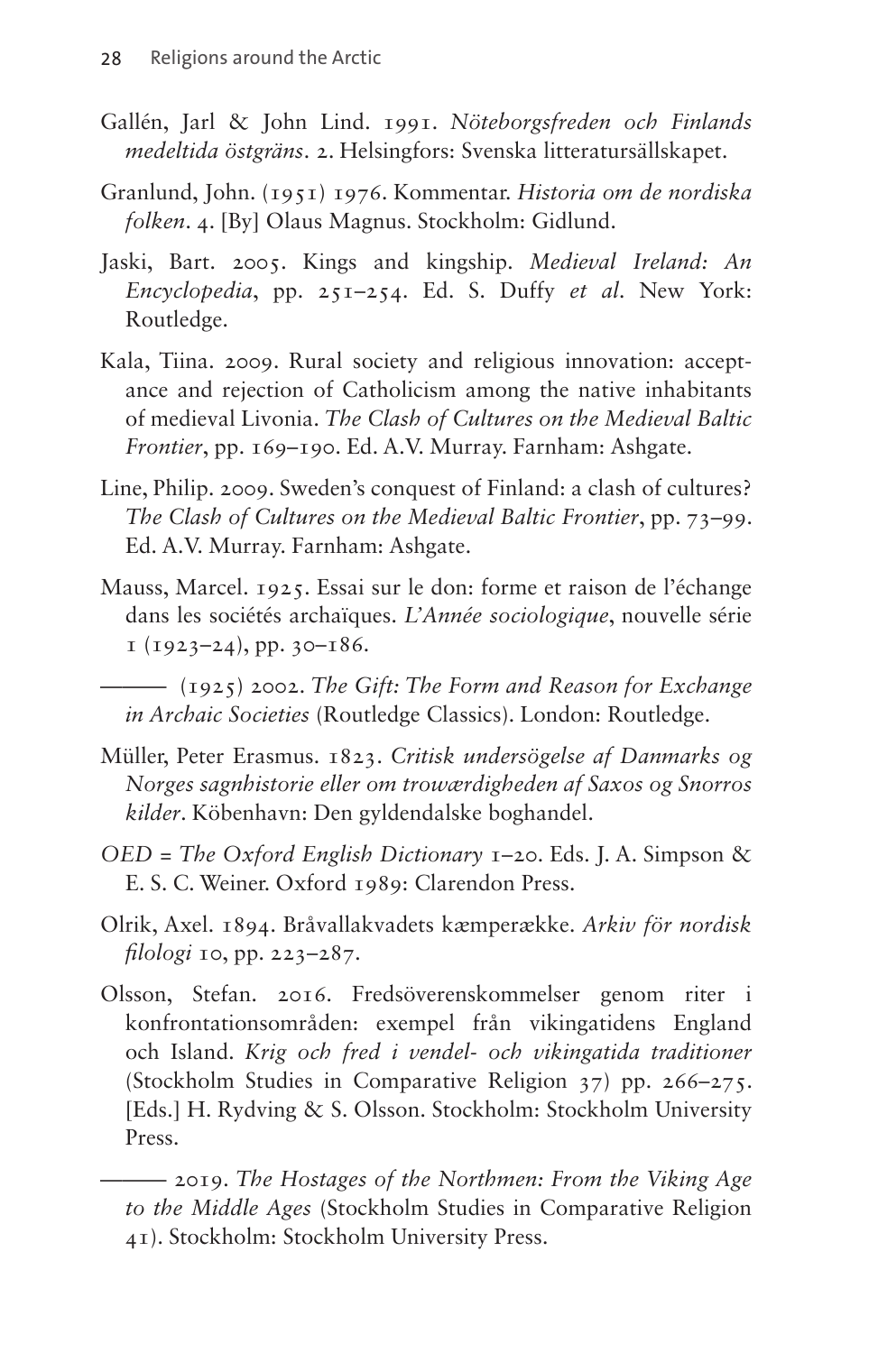Gallén, Jarl & John Lind. 1991. *Nöteborgsfreden och Finlands medeltida östgräns*. 2. Helsingfors: Svenska litteratursällskapet.

Granlund, John. (1951) 1976. Kommentar. *Historia om de nordiska folken*. 4. [By] Olaus Magnus. Stockholm: Gidlund.

Jaski, Bart. 2005. Kings and kingship. *Medieval Ireland: An Encyclopedia*, pp. 251–254. Ed. S. Duffy *et al.* New York: Routledge.

Kala, Tiina. 2009. Rural society and religious innovation: acceptance and rejection of Catholicism among the native inhabitants of medieval Livonia. *The Clash of Cultures on the Medieval Baltic Frontier*, pp. 169–190. Ed. A.V. Murray. Farnham: Ashgate.

Line, Philip. 2009. Sweden's conquest of Finland: a clash of cultures? *The Clash of Cultures on the Medieval Baltic Frontier*, pp. 73–99. Ed. A.V. Murray. Farnham: Ashgate.

Mauss, Marcel. 1925. Essai sur le don: forme et raison de l'échange dans les sociétés archaïques. *L'Année sociologique*, nouvelle série 1 (1923–24), pp. 30–186.

——— (1925) 2002. *The Gift: The Form and Reason for Exchange in Archaic Societies* (Routledge Classics). London: Routledge.

Müller, Peter Erasmus. 1823. *Critisk undersögelse af Danmarks og Norges sagnhistorie eller om troværdigheden af Saxos og Snorros kilder*. Köbenhavn: Den gyldendalske boghandel.

*OED* = *The Oxford English Dictionary* 1–20. Eds. J. A. Simpson & E. S. C. Weiner. Oxford 1989: Clarendon Press.

Olrik, Axel. 1894. Bråvallakvadets kæmperække. *Arkiv för nordisk filologi* 10, pp. 223–287.

Olsson, Stefan. 2016. Fredsöverenskommelser genom riter i konfrontationsområden: exempel från vikingatidens England och Island. *Krig och fred i vendel- och vikingatida traditioner* (Stockholm Studies in Comparative Religion 37) pp. 266–275. [Eds.] H. Rydving & S. Olsson. Stockholm: Stockholm University Press.

——— 2019. *The Hostages of the Northmen: From the Viking Age to the Middle Ages* (Stockholm Studies in Comparative Religion 41). Stockholm: Stockholm University Press.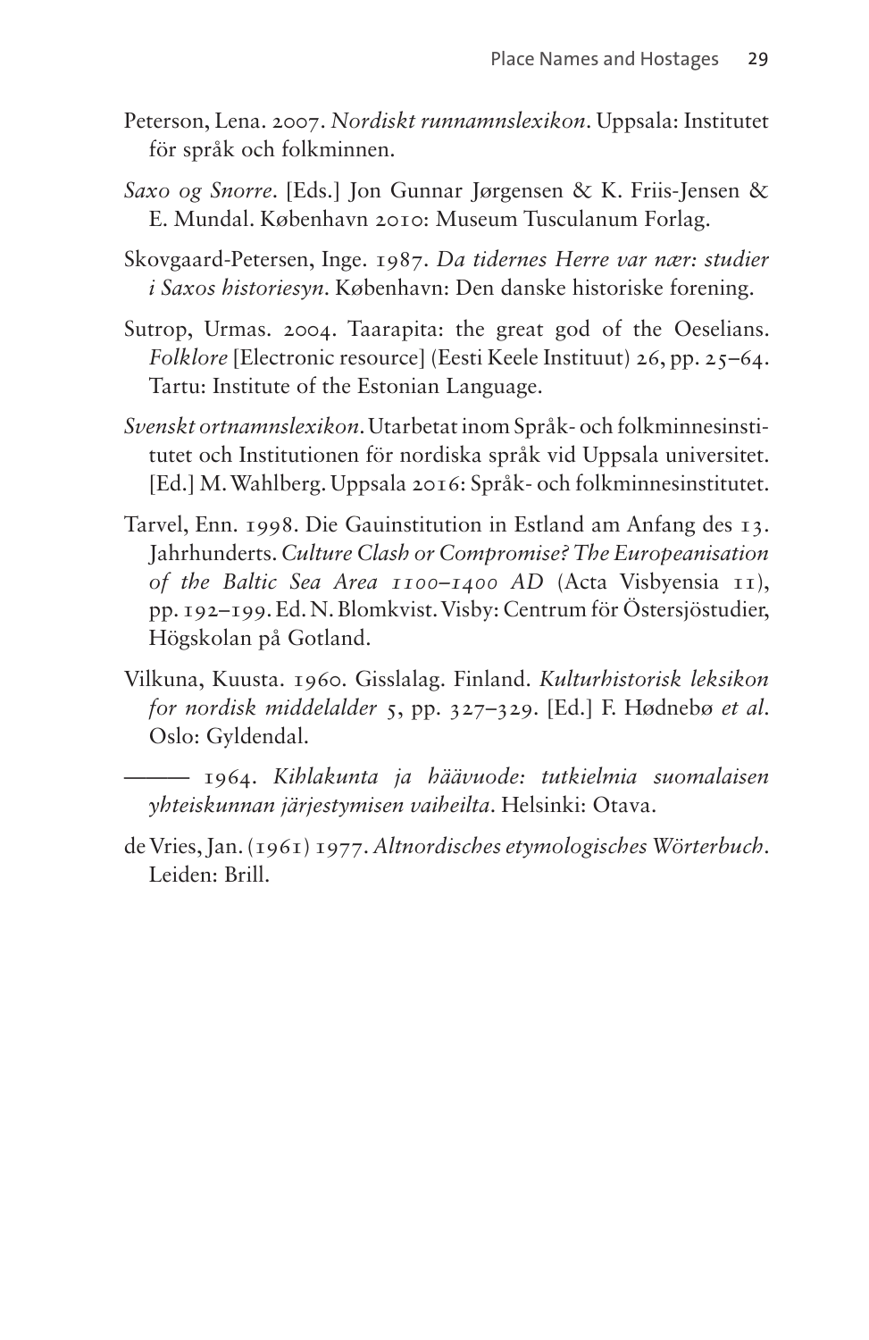Peterson, Lena. 2007. *Nordiskt runnamnslexikon*. Uppsala: Institutet för språk och folkminnen.

*Saxo og Snorre*. [Eds.] Jon Gunnar Jørgensen & K. Friis-Jensen & E. Mundal. København 2010: Museum Tusculanum Forlag.

Skovgaard-Petersen, Inge. 1987. *Da tidernes Herre var nær: studier i Saxos historiesyn*. København: Den danske historiske forening.

Sutrop, Urmas. 2004. Taarapita: the great god of the Oeselians. *Folklore* [Electronic resource] (Eesti Keele Instituut) 26, pp. 25–64. Tartu: Institute of the Estonian Language.

*Svenskt ortnamnslexikon*. Utarbetat inom Språk- och folkminnesinstitutet och Institutionen för nordiska språk vid Uppsala universitet. [Ed.] M. Wahlberg. Uppsala 2016: Språk- och folkminnesinstitutet.

Tarvel, Enn. 1998. Die Gauinstitution in Estland am Anfang des 13. Jahrhunderts. *Culture Clash or Compromise? The Europeanisation of the Baltic Sea Area 1100–1400 AD* (Acta Visbyensia 11), pp. 192–199. Ed. N. Blomkvist. Visby: Centrum för Östersjöstudier, Högskolan på Gotland.

Vilkuna, Kuusta. 1960. Gisslalag. Finland. *Kulturhistorisk leksikon for nordisk middelalder* 5, pp. 327–329. [Ed.] F. Hødnebø *et al.* Oslo: Gyldendal.

——— 1964. *Kihlakunta ja häävuode: tutkielmia suomalaisen yhteiskunnan järjestymisen vaiheilta*. Helsinki: Otava.

de Vries, Jan. (1961) 1977. *Altnordisches etymologisches Wörterbuch*. Leiden: Brill.